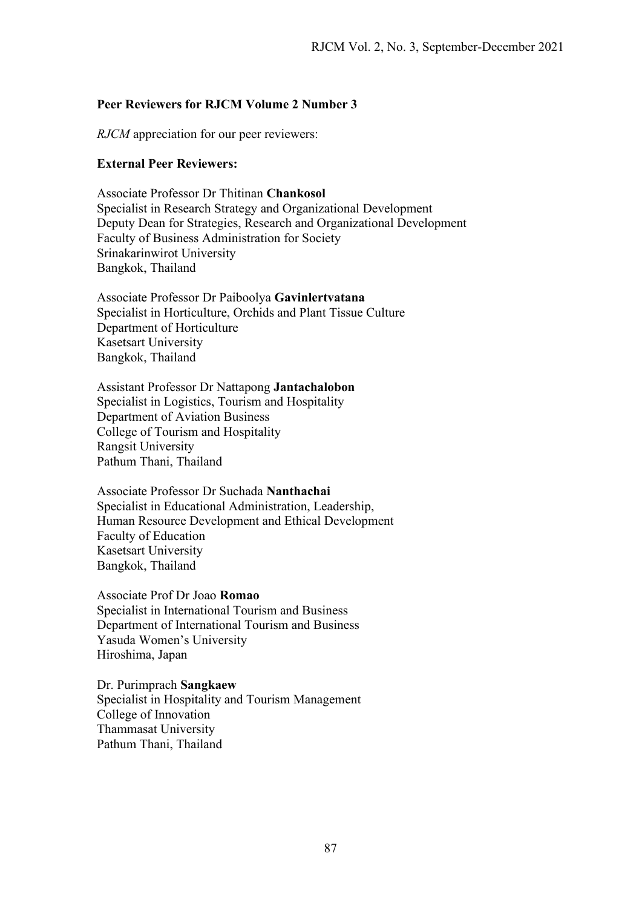## Peer Reviewers for RJCM Volume 2 Number 3

*RJCM* appreciation for our peer reviewers:

### External Peer Reviewers:

Associate Professor Dr Thitinan **Chankosol**
Specialist in Research Strategy and Organizational Development
Deputy Dean for Strategies, Research and Organizational Development
Faculty of Business Administration for Society
Srinakarinwirot University
Bangkok, Thailand

Associate Professor Dr Paiboolya **Gavinlertvatana**
Specialist in Horticulture, Orchids and Plant Tissue Culture
Department of Horticulture
Kasetsart University
Bangkok, Thailand

Assistant Professor Dr Nattapong **Jantachalobon**
Specialist in Logistics, Tourism and Hospitality
Department of Aviation Business
College of Tourism and Hospitality
Rangsit University
Pathum Thani, Thailand

Associate Professor Dr Suchada **Nanthachai**
Specialist in Educational Administration, Leadership,
Human Resource Development and Ethical Development
Faculty of Education
Kasetsart University
Bangkok, Thailand

Associate Prof Dr Joao **Romao**
Specialist in International Tourism and Business
Department of International Tourism and Business
Yasuda Women's University
Hiroshima, Japan

Dr. Purimprach **Sangkaew**
Specialist in Hospitality and Tourism Management
College of Innovation
Thammasat University
Pathum Thani, Thailand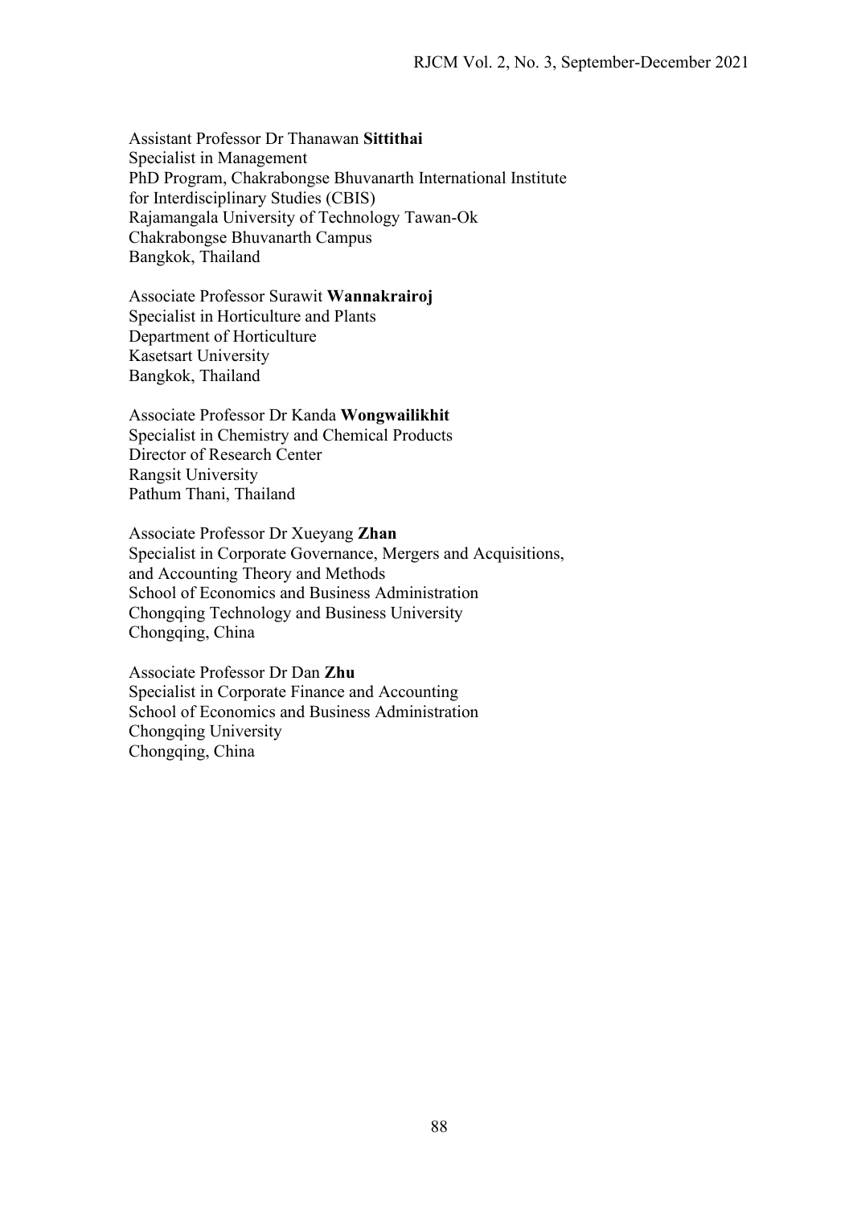Assistant Professor Dr Thanawan **Sittithai**
Specialist in Management
PhD Program, Chakrabongse Bhuvanarth International Institute
for Interdisciplinary Studies (CBIS)
Rajamangala University of Technology Tawan-Ok
Chakrabongse Bhuvanarth Campus
Bangkok, Thailand

Associate Professor Surawit **Wannakrairoj**
Specialist in Horticulture and Plants
Department of Horticulture
Kasetsart University
Bangkok, Thailand

Associate Professor Dr Kanda **Wongwailikhit**
Specialist in Chemistry and Chemical Products
Director of Research Center
Rangsit University
Pathum Thani, Thailand

Associate Professor Dr Xueyang **Zhan**
Specialist in Corporate Governance, Mergers and Acquisitions,
and Accounting Theory and Methods
School of Economics and Business Administration
Chongqing Technology and Business University
Chongqing, China

Associate Professor Dr Dan **Zhu**
Specialist in Corporate Finance and Accounting
School of Economics and Business Administration
Chongqing University
Chongqing, China